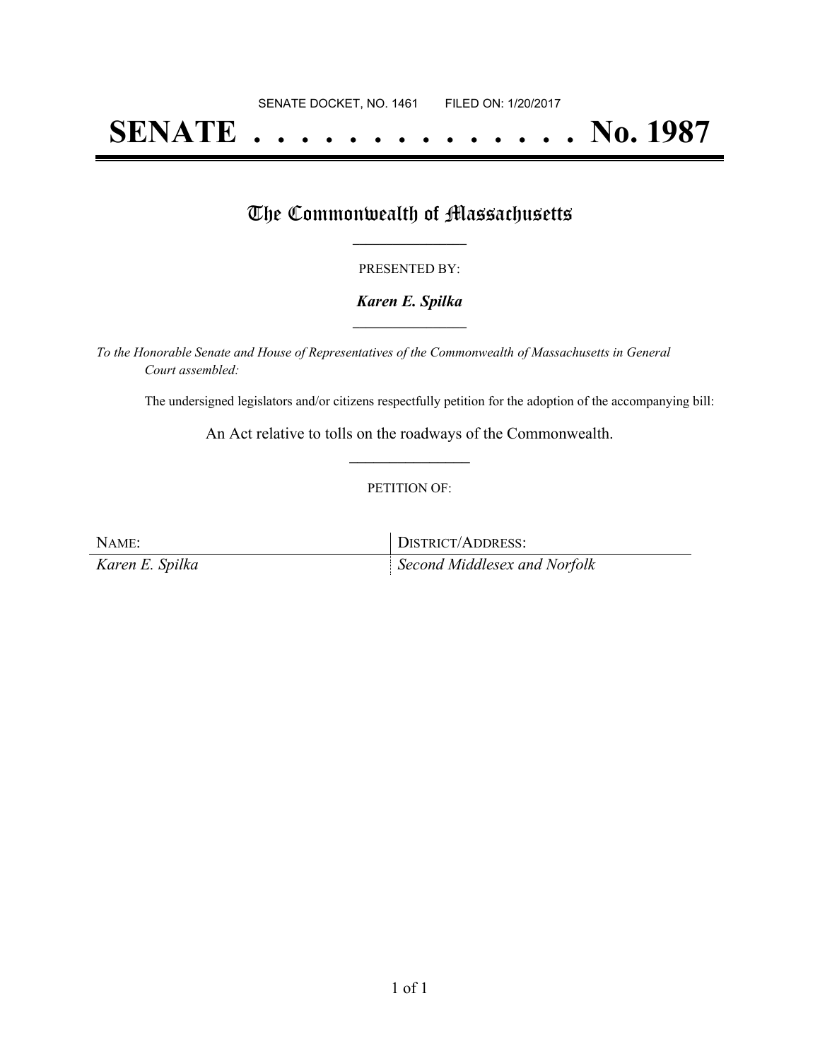SENATE DOCKET, NO. 1461        FILED ON: 1/20/2017

# SENATE . . . . . . . . . . . . . . No. 1987

## The Commonwealth of Massachusetts

PRESENTED BY:

***Karen E. Spilka***

*To the Honorable Senate and House of Representatives of the Commonwealth of Massachusetts in General Court assembled:*

The undersigned legislators and/or citizens respectfully petition for the adoption of the accompanying bill:

An Act relative to tolls on the roadways of the Commonwealth.

PETITION OF:

| NAME: | DISTRICT/ADDRESS: |
|---|---|
| *Karen E. Spilka* | *Second Middlesex and Norfolk* |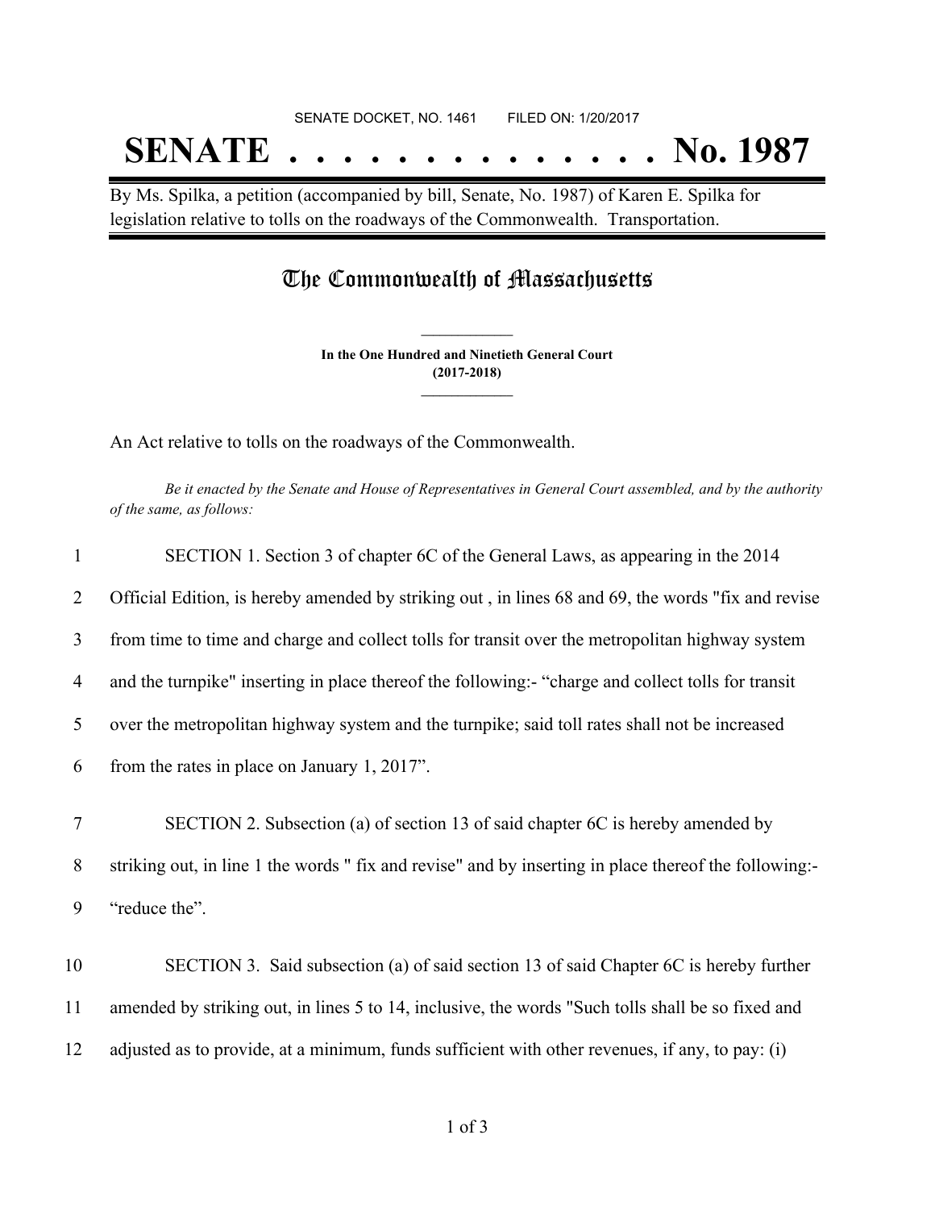SENATE DOCKET, NO. 1461 FILED ON: 1/20/2017

# SENATE . . . . . . . . . . . . . . No. 1987

By Ms. Spilka, a petition (accompanied by bill, Senate, No. 1987) of Karen E. Spilka for legislation relative to tolls on the roadways of the Commonwealth. Transportation.

## The Commonwealth of Massachusetts

**In the One Hundred and Ninetieth General Court (2017-2018)**

An Act relative to tolls on the roadways of the Commonwealth.

*Be it enacted by the Senate and House of Representatives in General Court assembled, and by the authority of the same, as follows:*

1 SECTION 1. Section 3 of chapter 6C of the General Laws, as appearing in the 2014
2 Official Edition, is hereby amended by striking out , in lines 68 and 69, the words "fix and revise
3 from time to time and charge and collect tolls for transit over the metropolitan highway system
4 and the turnpike" inserting in place thereof the following:- "charge and collect tolls for transit
5 over the metropolitan highway system and the turnpike; said toll rates shall not be increased
6 from the rates in place on January 1, 2017".

7 SECTION 2. Subsection (a) of section 13 of said chapter 6C is hereby amended by
8 striking out, in line 1 the words " fix and revise" and by inserting in place thereof the following:-
9 "reduce the".

10 SECTION 3. Said subsection (a) of said section 13 of said Chapter 6C is hereby further
11 amended by striking out, in lines 5 to 14, inclusive, the words "Such tolls shall be so fixed and
12 adjusted as to provide, at a minimum, funds sufficient with other revenues, if any, to pay: (i)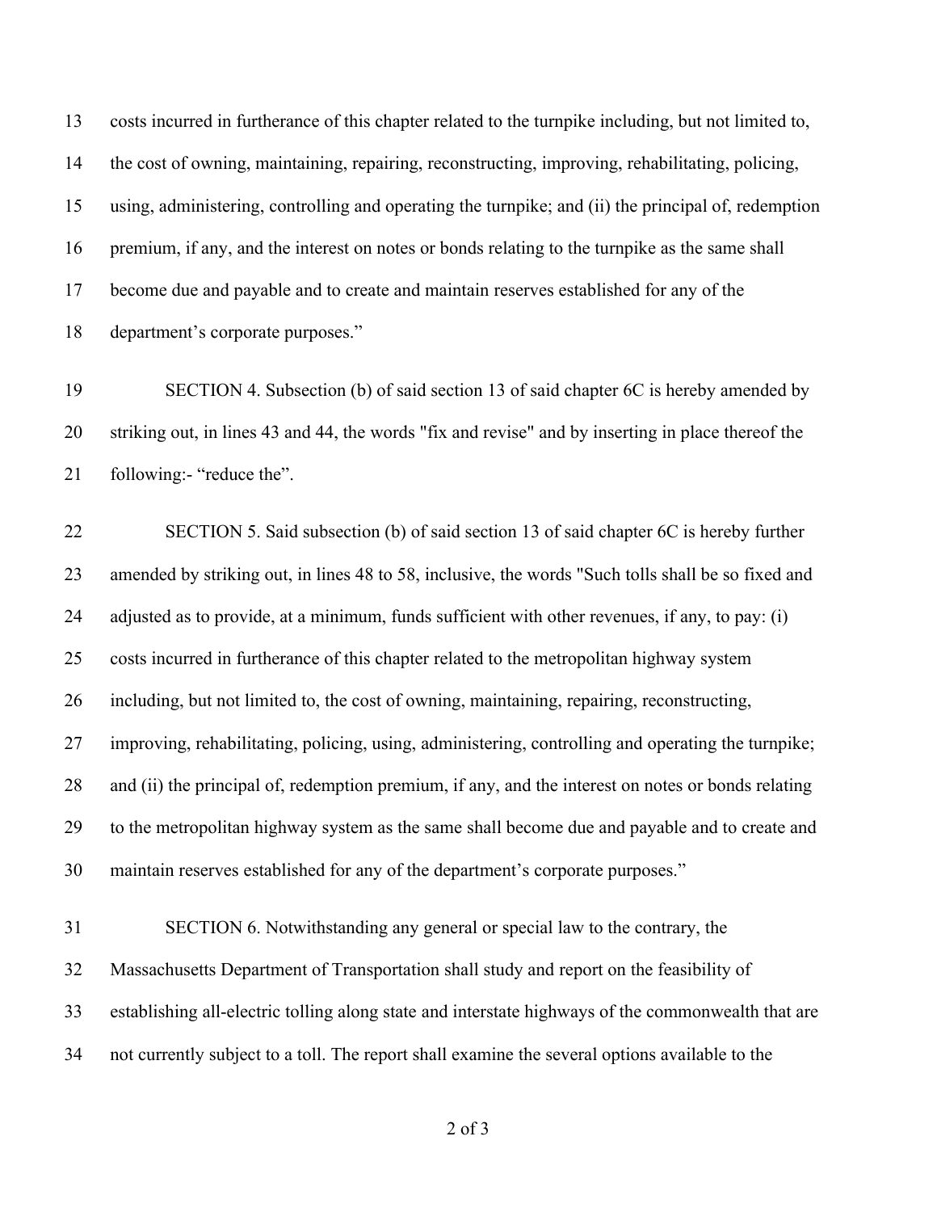costs incurred in furtherance of this chapter related to the turnpike including, but not limited to, the cost of owning, maintaining, repairing, reconstructing, improving, rehabilitating, policing, using, administering, controlling and operating the turnpike; and (ii) the principal of, redemption premium, if any, and the interest on notes or bonds relating to the turnpike as the same shall become due and payable and to create and maintain reserves established for any of the department's corporate purposes."

SECTION 4. Subsection (b) of said section 13 of said chapter 6C is hereby amended by striking out, in lines 43 and 44, the words "fix and revise" and by inserting in place thereof the following:- "reduce the".

SECTION 5. Said subsection (b) of said section 13 of said chapter 6C is hereby further amended by striking out, in lines 48 to 58, inclusive, the words "Such tolls shall be so fixed and adjusted as to provide, at a minimum, funds sufficient with other revenues, if any, to pay: (i) costs incurred in furtherance of this chapter related to the metropolitan highway system including, but not limited to, the cost of owning, maintaining, repairing, reconstructing, improving, rehabilitating, policing, using, administering, controlling and operating the turnpike; and (ii) the principal of, redemption premium, if any, and the interest on notes or bonds relating to the metropolitan highway system as the same shall become due and payable and to create and maintain reserves established for any of the department's corporate purposes."

SECTION 6. Notwithstanding any general or special law to the contrary, the Massachusetts Department of Transportation shall study and report on the feasibility of establishing all-electric tolling along state and interstate highways of the commonwealth that are not currently subject to a toll. The report shall examine the several options available to the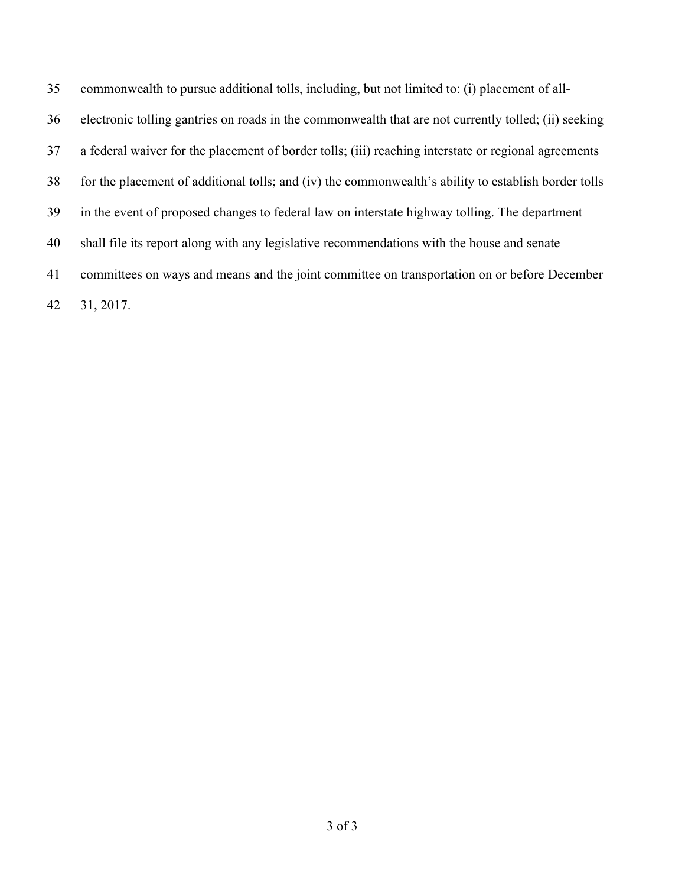35 commonwealth to pursue additional tolls, including, but not limited to: (i) placement of all-

36 electronic tolling gantries on roads in the commonwealth that are not currently tolled; (ii) seeking

37 a federal waiver for the placement of border tolls; (iii) reaching interstate or regional agreements

38 for the placement of additional tolls; and (iv) the commonwealth's ability to establish border tolls

39 in the event of proposed changes to federal law on interstate highway tolling. The department

40 shall file its report along with any legislative recommendations with the house and senate

41 committees on ways and means and the joint committee on transportation on or before December

42 31, 2017.